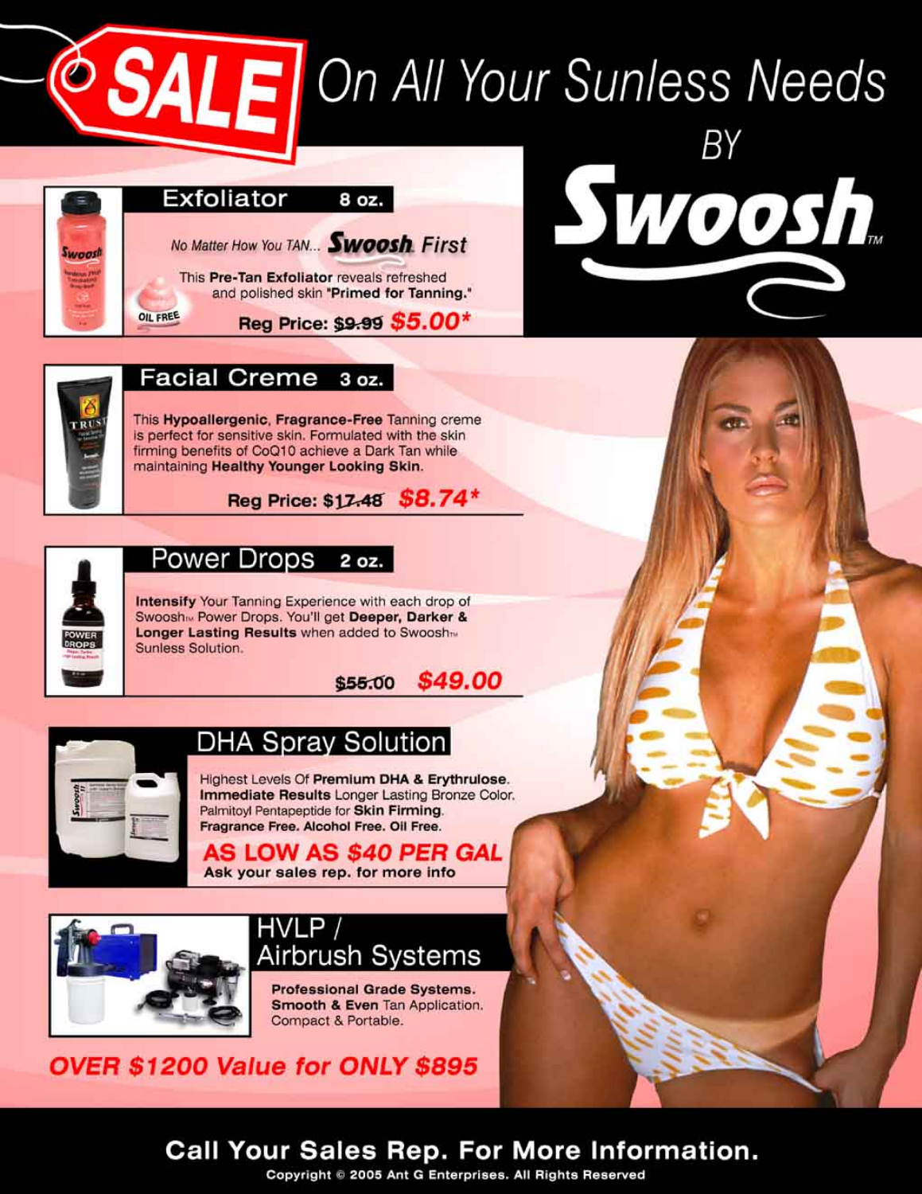# SALE On All Your Sunless Needs BY Swoosh™

## Exfoliator 8 oz.

*No Matter How You TAN...* **Swoosh First**

This **Pre-Tan Exfoliator** reveals refreshed and polished skin **"Primed for Tanning."**

OIL FREE

**Reg Price: ~~$9.99~~ $5.00***

## Facial Creme 3 oz.

This **Hypoallergenic**, **Fragrance-Free** Tanning creme is perfect for sensitive skin. Formulated with the skin firming benefits of CoQ10 achieve a Dark Tan while maintaining **Healthy Younger Looking Skin**.

**Reg Price: ~~$17.48~~ $8.74***

## Power Drops 2 oz.

**Intensify** Your Tanning Experience with each drop of Swoosh™ Power Drops. You'll get **Deeper, Darker & Longer Lasting Results** when added to Swoosh™ Sunless Solution.

**~~$55.00~~ $49.00**

## DHA Spray Solution

Highest Levels Of **Premium DHA & Erythrulose**. **Immediate Results** Longer Lasting Bronze Color. Palmitoyl Pentapeptide for **Skin Firming**. **Fragrance Free. Alcohol Free. Oil Free.**

**AS LOW AS $40 PER GAL**

**Ask your sales rep. for more info**

## HVLP / Airbrush Systems

**Professional Grade Systems.**
**Smooth & Even** Tan Application.
Compact & Portable.

***OVER $1200 Value for ONLY $895***

**Call Your Sales Rep. For More Information.**

Copyright © 2005 Ant G Enterprises. All Rights Reserved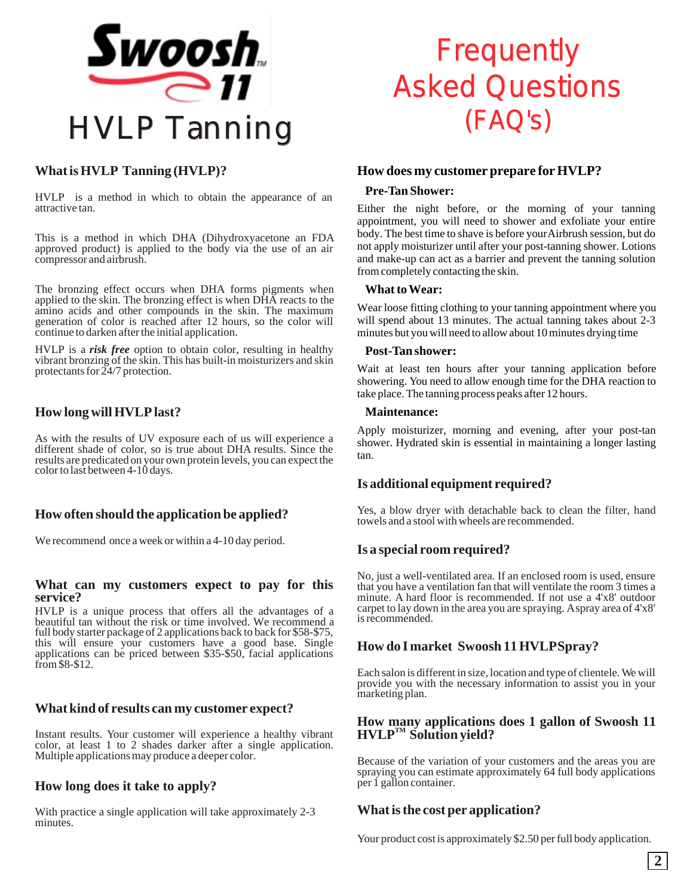Swoosh™ 11

# HVLP Tanning

# Frequently Asked Questions (FAQ's)

## What is HVLP Tanning (HVLP)?

HVLP is a method in which to obtain the appearance of an attractive tan.

This is a method in which DHA (Dihydroxyacetone an FDA approved product) is applied to the body via the use of an air compressor and airbrush.

The bronzing effect occurs when DHA forms pigments when applied to the skin. The bronzing effect is when DHA reacts to the amino acids and other compounds in the skin. The maximum generation of color is reached after 12 hours, so the color will continue to darken after the initial application.

HVLP is a ***risk free*** option to obtain color, resulting in healthy vibrant bronzing of the skin. This has built-in moisturizers and skin protectants for 24/7 protection.

## How long will HVLP last?

As with the results of UV exposure each of us will experience a different shade of color, so is true about DHA results. Since the results are predicated on your own protein levels, you can expect the color to last between 4-10 days.

## How often should the application be applied?

We recommend once a week or within a 4-10 day period.

## What can my customers expect to pay for this service?

HVLP is a unique process that offers all the advantages of a beautiful tan without the risk or time involved. We recommend a full body starter package of 2 applications back to back for $58-$75, this will ensure your customers have a good base. Single applications can be priced between $35-$50, facial applications from $8-$12.

## What kind of results can my customer expect?

Instant results. Your customer will experience a healthy vibrant color, at least 1 to 2 shades darker after a single application. Multiple applications may produce a deeper color.

## How long does it take to apply?

With practice a single application will take approximately 2-3 minutes.

## How does my customer prepare for HVLP?

### Pre-Tan Shower:

Either the night before, or the morning of your tanning appointment, you will need to shower and exfoliate your entire body. The best time to shave is before your Airbrush session, but do not apply moisturizer until after your post-tanning shower. Lotions and make-up can act as a barrier and prevent the tanning solution from completely contacting the skin.

### What to Wear:

Wear loose fitting clothing to your tanning appointment where you will spend about 13 minutes. The actual tanning takes about 2-3 minutes but you will need to allow about 10 minutes drying time

### Post-Tan shower:

Wait at least ten hours after your tanning application before showering. You need to allow enough time for the DHA reaction to take place. The tanning process peaks after 12 hours.

### Maintenance:

Apply moisturizer, morning and evening, after your post-tan shower. Hydrated skin is essential in maintaining a longer lasting tan.

## Is additional equipment required?

Yes, a blow dryer with detachable back to clean the filter, hand towels and a stool with wheels are recommended.

## Is a special room required?

No, just a well-ventilated area. If an enclosed room is used, ensure that you have a ventilation fan that will ventilate the room 3 times a minute. A hard floor is recommended. If not use a 4'x8' outdoor carpet to lay down in the area you are spraying. A spray area of 4'x8' is recommended.

## How do I market Swoosh 11 HVLP Spray?

Each salon is different in size, location and type of clientele. We will provide you with the necessary information to assist you in your marketing plan.

## How many applications does 1 gallon of Swoosh 11 HVLP™ Solution yield?

Because of the variation of your customers and the areas you are spraying you can estimate approximately 64 full body applications per 1 gallon container.

## What is the cost per application?

Your product cost is approximately $2.50 per full body application.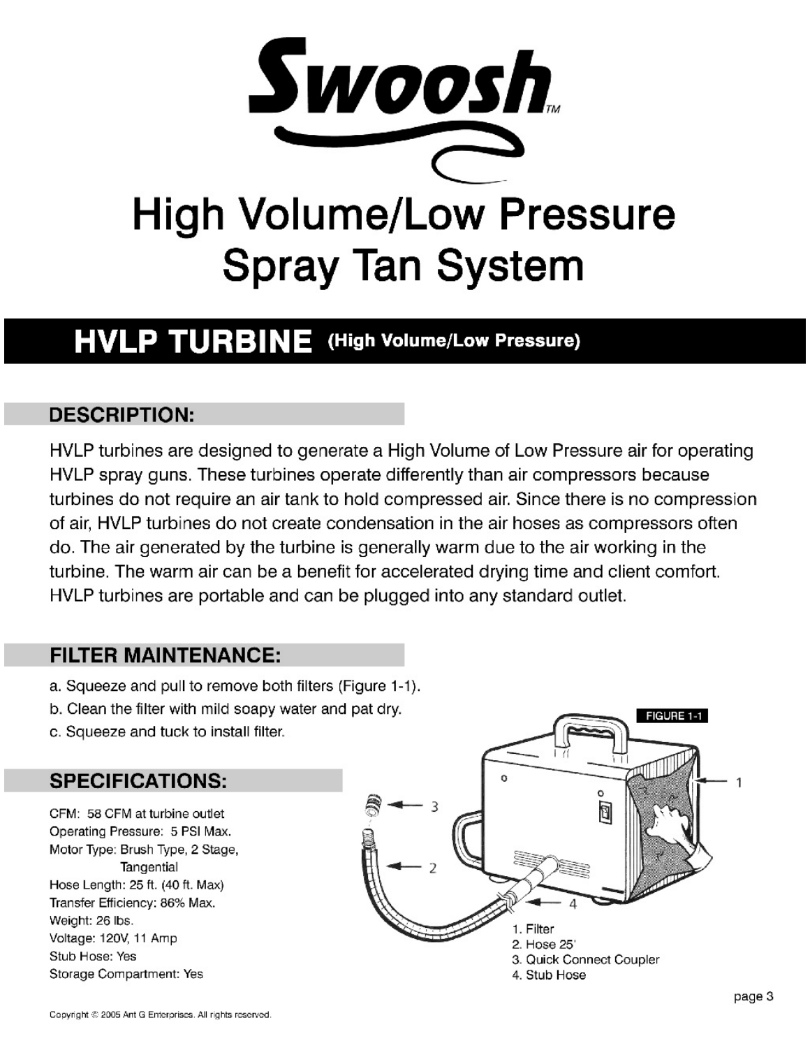# Swoosh™

# High Volume/Low Pressure Spray Tan System

## HVLP TURBINE (High Volume/Low Pressure)

### DESCRIPTION:

HVLP turbines are designed to generate a High Volume of Low Pressure air for operating HVLP spray guns. These turbines operate differently than air compressors because turbines do not require an air tank to hold compressed air. Since there is no compression of air, HVLP turbines do not create condensation in the air hoses as compressors often do. The air generated by the turbine is generally warm due to the air working in the turbine. The warm air can be a benefit for accelerated drying time and client comfort. HVLP turbines are portable and can be plugged into any standard outlet.

### FILTER MAINTENANCE:

a. Squeeze and pull to remove both filters (Figure 1-1).
b. Clean the filter with mild soapy water and pat dry.
c. Squeeze and tuck to install filter.

### SPECIFICATIONS:

CFM: 58 CFM at turbine outlet
Operating Pressure: 5 PSI Max.
Motor Type: Brush Type, 2 Stage, Tangential
Hose Length: 25 ft. (40 ft. Max)
Transfer Efficiency: 86% Max.
Weight: 26 lbs.
Voltage: 120V, 11 Amp
Stub Hose: Yes
Storage Compartment: Yes

FIGURE 1-1

1. Filter
2. Hose 25'
3. Quick Connect Coupler
4. Stub Hose

Copyright © 2005 Ant G Enterprises. All rights reserved.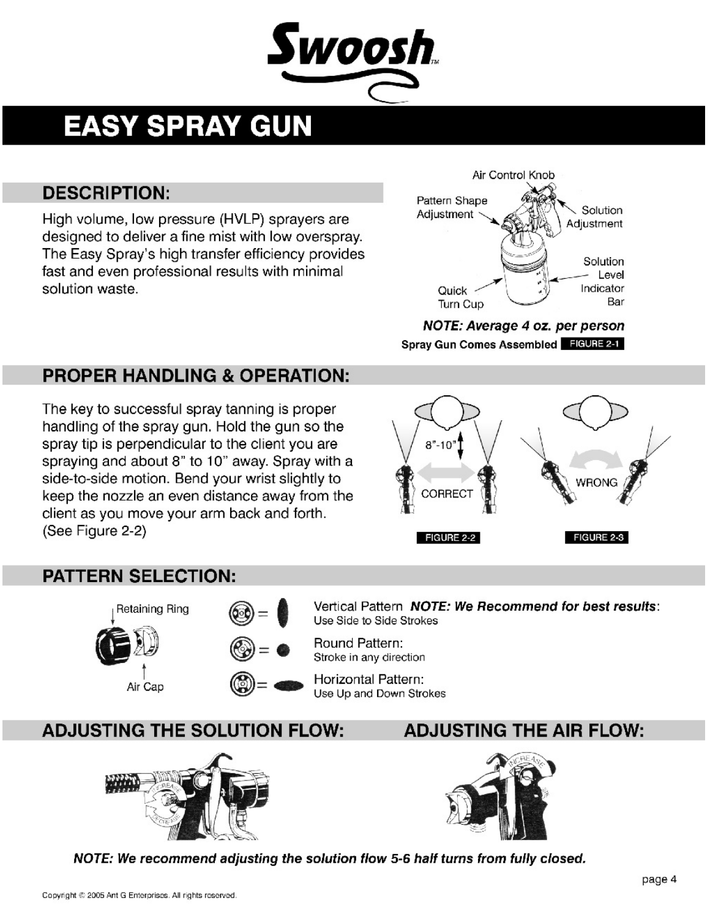# Swoosh™

# EASY SPRAY GUN

## DESCRIPTION:

High volume, low pressure (HVLP) sprayers are designed to deliver a fine mist with low overspray. The Easy Spray's high transfer efficiency provides fast and even professional results with minimal solution waste.

Air Control Knob

Pattern Shape Adjustment

Solution Adjustment

Solution Level Indicator Bar

Quick Turn Cup

***NOTE: Average 4 oz. per person***

**Spray Gun Comes Assembled** FIGURE 2-1

## PROPER HANDLING & OPERATION:

The key to successful spray tanning is proper handling of the spray gun. Hold the gun so the spray tip is perpendicular to the client you are spraying and about 8" to 10" away. Spray with a side-to-side motion. Bend your wrist slightly to keep the nozzle an even distance away from the client as you move your arm back and forth. (See Figure 2-2)

8"-10"

CORRECT

FIGURE 2-2

WRONG

FIGURE 2-3

## PATTERN SELECTION:

Retaining Ring

Air Cap

Vertical Pattern ***NOTE: We Recommend for best results***:
Use Side to Side Strokes

Round Pattern:
Stroke in any direction

Horizontal Pattern:
Use Up and Down Strokes

## ADJUSTING THE SOLUTION FLOW:

INCREASE

DECREASE

## ADJUSTING THE AIR FLOW:

INCREASE

***NOTE: We recommend adjusting the solution flow 5-6 half turns from fully closed.***

Copyright © 2005 Ant G Enterprises. All rights reserved.